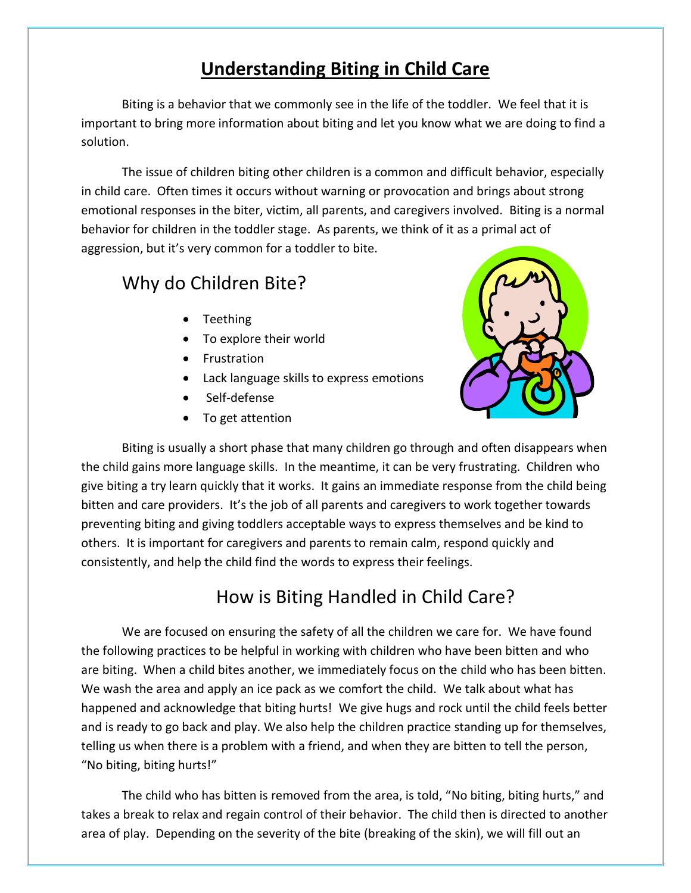# Understanding Biting in Child Care

Biting is a behavior that we commonly see in the life of the toddler. We feel that it is important to bring more information about biting and let you know what we are doing to find a solution.

The issue of children biting other children is a common and difficult behavior, especially in child care. Often times it occurs without warning or provocation and brings about strong emotional responses in the biter, victim, all parents, and caregivers involved. Biting is a normal behavior for children in the toddler stage. As parents, we think of it as a primal act of aggression, but it's very common for a toddler to bite.

## Why do Children Bite?

- Teething
- To explore their world
- Frustration
- Lack language skills to express emotions
- Self-defense
- To get attention

Biting is usually a short phase that many children go through and often disappears when the child gains more language skills. In the meantime, it can be very frustrating. Children who give biting a try learn quickly that it works. It gains an immediate response from the child being bitten and care providers. It's the job of all parents and caregivers to work together towards preventing biting and giving toddlers acceptable ways to express themselves and be kind to others. It is important for caregivers and parents to remain calm, respond quickly and consistently, and help the child find the words to express their feelings.

## How is Biting Handled in Child Care?

We are focused on ensuring the safety of all the children we care for. We have found the following practices to be helpful in working with children who have been bitten and who are biting. When a child bites another, we immediately focus on the child who has been bitten. We wash the area and apply an ice pack as we comfort the child. We talk about what has happened and acknowledge that biting hurts! We give hugs and rock until the child feels better and is ready to go back and play. We also help the children practice standing up for themselves, telling us when there is a problem with a friend, and when they are bitten to tell the person, "No biting, biting hurts!"

The child who has bitten is removed from the area, is told, "No biting, biting hurts," and takes a break to relax and regain control of their behavior. The child then is directed to another area of play. Depending on the severity of the bite (breaking of the skin), we will fill out an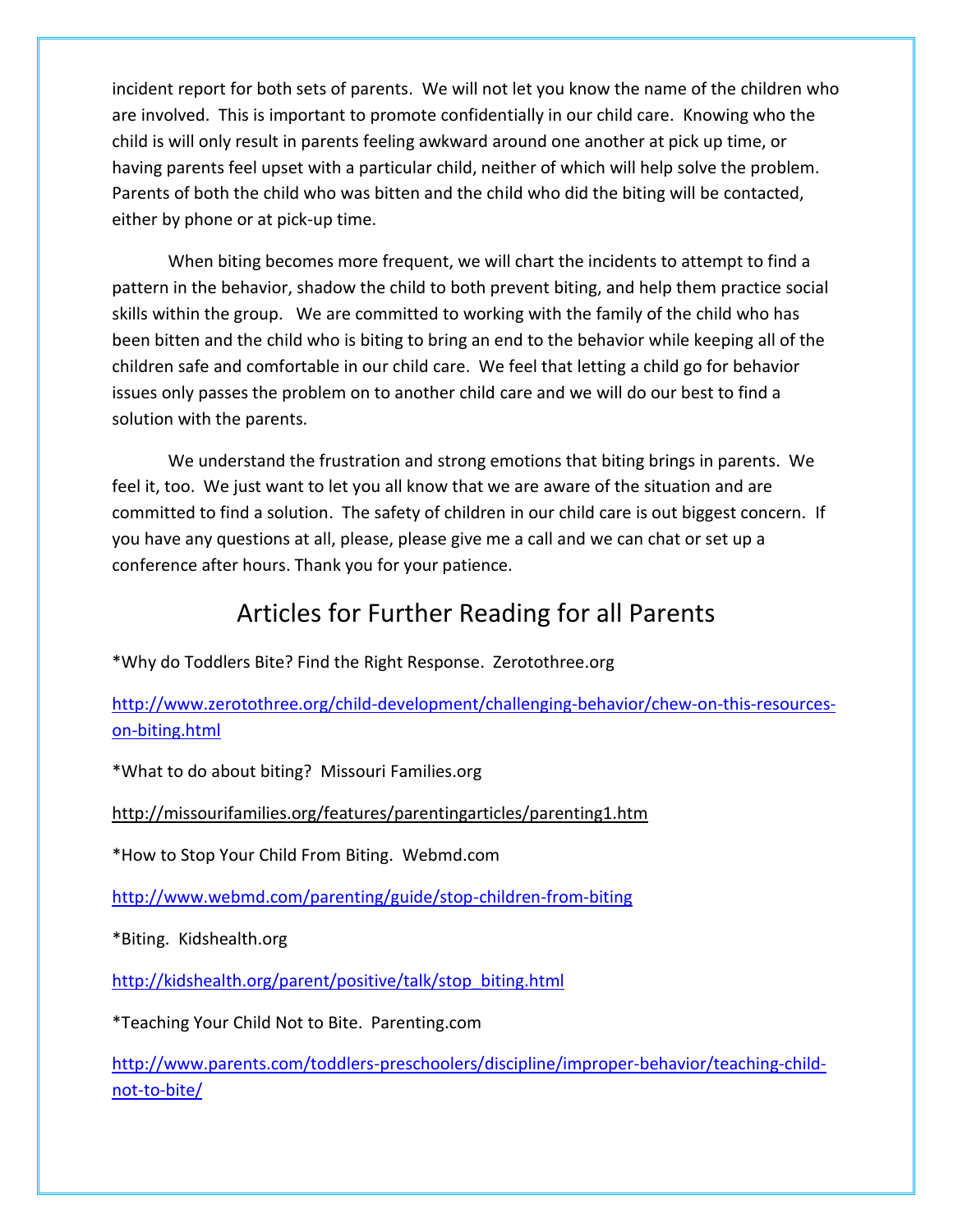incident report for both sets of parents. We will not let you know the name of the children who are involved. This is important to promote confidentially in our child care. Knowing who the child is will only result in parents feeling awkward around one another at pick up time, or having parents feel upset with a particular child, neither of which will help solve the problem. Parents of both the child who was bitten and the child who did the biting will be contacted, either by phone or at pick-up time.

When biting becomes more frequent, we will chart the incidents to attempt to find a pattern in the behavior, shadow the child to both prevent biting, and help them practice social skills within the group. We are committed to working with the family of the child who has been bitten and the child who is biting to bring an end to the behavior while keeping all of the children safe and comfortable in our child care. We feel that letting a child go for behavior issues only passes the problem on to another child care and we will do our best to find a solution with the parents.

We understand the frustration and strong emotions that biting brings in parents. We feel it, too. We just want to let you all know that we are aware of the situation and are committed to find a solution. The safety of children in our child care is out biggest concern. If you have any questions at all, please, please give me a call and we can chat or set up a conference after hours. Thank you for your patience.

## Articles for Further Reading for all Parents

*Why do Toddlers Bite? Find the Right Response. Zerotothree.org

http://www.zerotothree.org/child-development/challenging-behavior/chew-on-this-resources-on-biting.html

*What to do about biting? Missouri Families.org

http://missourifamilies.org/features/parentingarticles/parenting1.htm

*How to Stop Your Child From Biting. Webmd.com

http://www.webmd.com/parenting/guide/stop-children-from-biting

*Biting. Kidshealth.org

http://kidshealth.org/parent/positive/talk/stop_biting.html

*Teaching Your Child Not to Bite. Parenting.com

http://www.parents.com/toddlers-preschoolers/discipline/improper-behavior/teaching-child-not-to-bite/